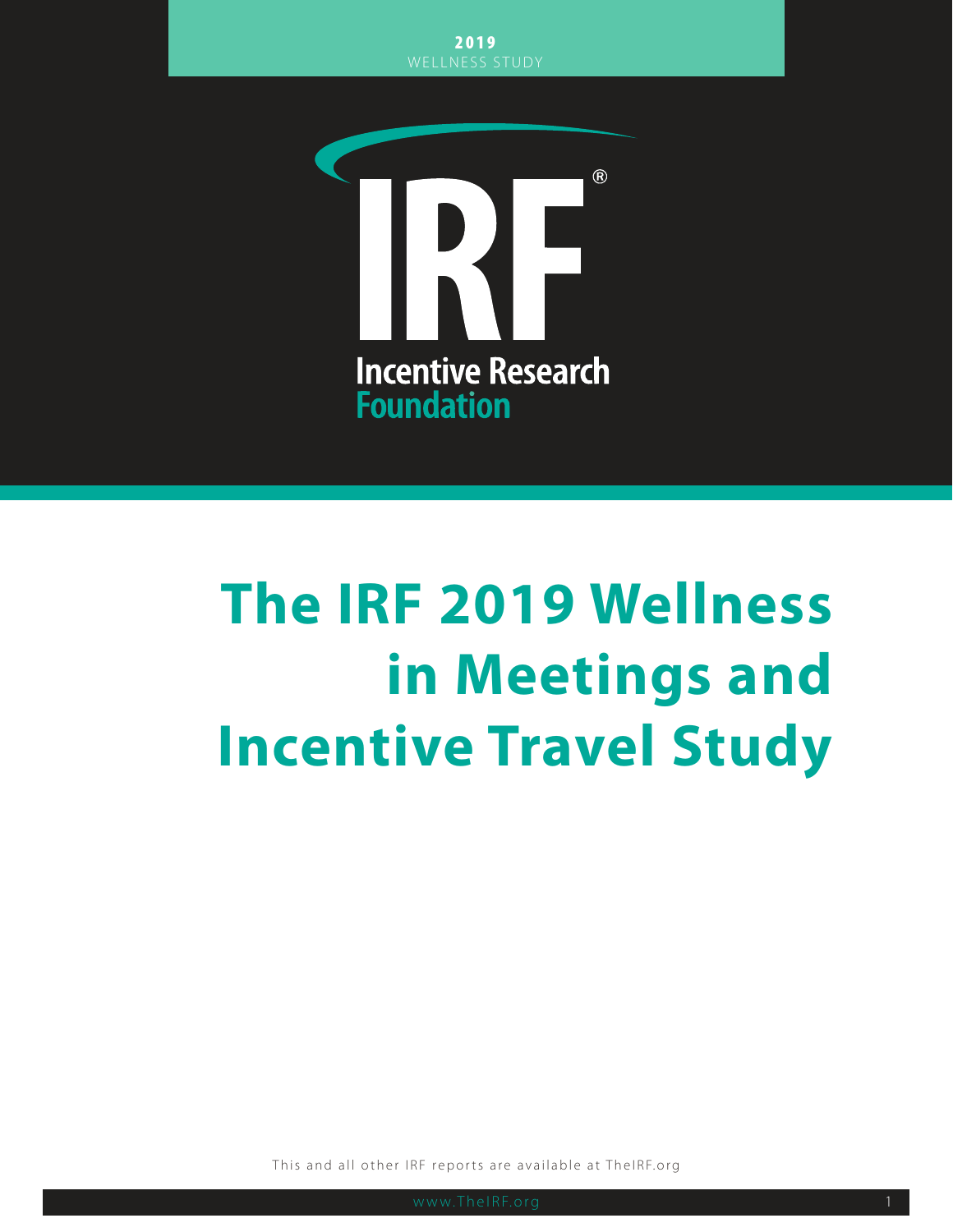2019
WELLNESS STUDY

IRF®

Incentive Research
Foundation

# The IRF 2019 Wellness in Meetings and Incentive Travel Study

This and all other IRF reports are available at TheIRF.org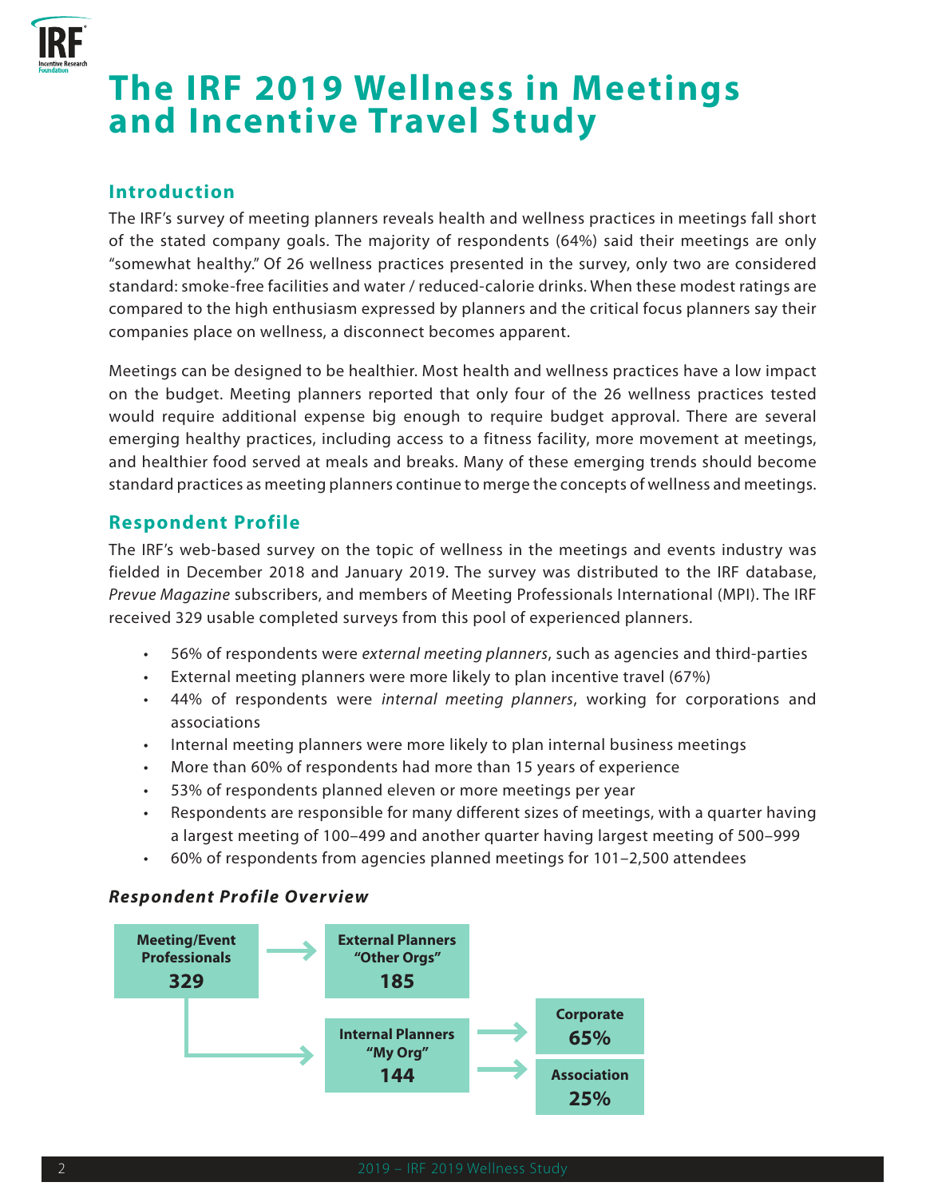# The IRF 2019 Wellness in Meetings and Incentive Travel Study

## Introduction

The IRF's survey of meeting planners reveals health and wellness practices in meetings fall short of the stated company goals. The majority of respondents (64%) said their meetings are only "somewhat healthy." Of 26 wellness practices presented in the survey, only two are considered standard: smoke-free facilities and water / reduced-calorie drinks. When these modest ratings are compared to the high enthusiasm expressed by planners and the critical focus planners say their companies place on wellness, a disconnect becomes apparent.

Meetings can be designed to be healthier. Most health and wellness practices have a low impact on the budget. Meeting planners reported that only four of the 26 wellness practices tested would require additional expense big enough to require budget approval. There are several emerging healthy practices, including access to a fitness facility, more movement at meetings, and healthier food served at meals and breaks. Many of these emerging trends should become standard practices as meeting planners continue to merge the concepts of wellness and meetings.

## Respondent Profile

The IRF's web-based survey on the topic of wellness in the meetings and events industry was fielded in December 2018 and January 2019. The survey was distributed to the IRF database, *Prevue Magazine* subscribers, and members of Meeting Professionals International (MPI). The IRF received 329 usable completed surveys from this pool of experienced planners.

- 56% of respondents were *external meeting planners*, such as agencies and third-parties
- External meeting planners were more likely to plan incentive travel (67%)
- 44% of respondents were *internal meeting planners*, working for corporations and associations
- Internal meeting planners were more likely to plan internal business meetings
- More than 60% of respondents had more than 15 years of experience
- 53% of respondents planned eleven or more meetings per year
- Respondents are responsible for many different sizes of meetings, with a quarter having a largest meeting of 100–499 and another quarter having largest meeting of 500–999
- 60% of respondents from agencies planned meetings for 101–2,500 attendees

### *Respondent Profile Overview*

**Meeting/Event Professionals 329**
→ **External Planners "Other Orgs" 185**
→ **Internal Planners "My Org" 144**
  → **Corporate 65%**
  → **Association 25%**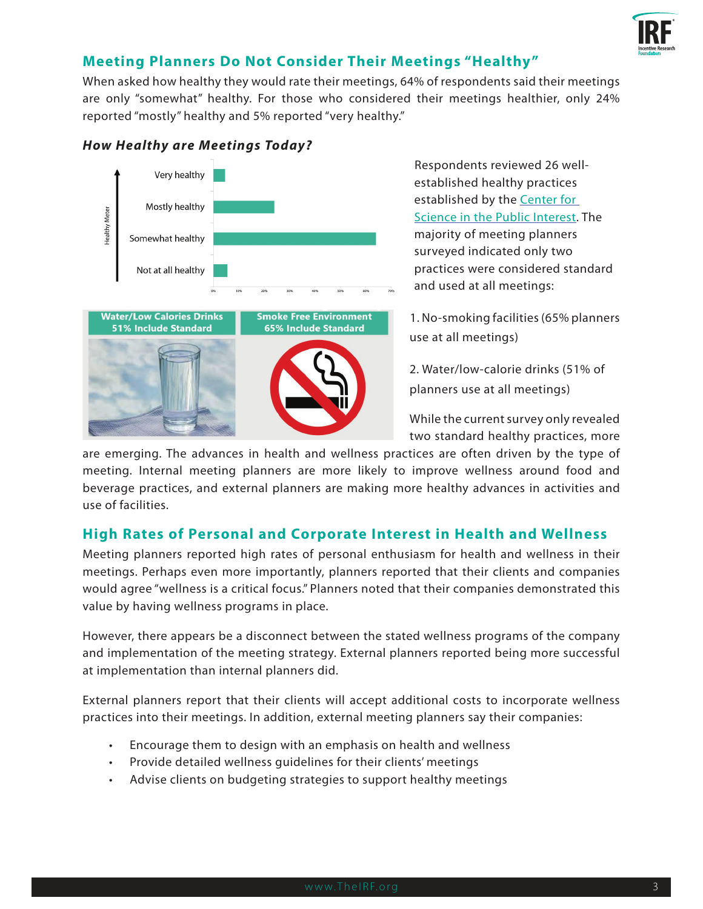## Meeting Planners Do Not Consider Their Meetings "Healthy"

When asked how healthy they would rate their meetings, 64% of respondents said their meetings are only "somewhat" healthy. For those who considered their meetings healthier, only 24% reported "mostly" healthy and 5% reported "very healthy."

### *How Healthy are Meetings Today?*

Healthy Meter

Very healthy

Mostly healthy

Somewhat healthy

Not at all healthy

0% 10% 20% 30% 40% 50% 60% 70%

**Water/Low Calories Drinks 51% Include Standard**

**Smoke Free Environment 65% Include Standard**

Respondents reviewed 26 well-established healthy practices established by the [Center for Science in the Public Interest](). The majority of meeting planners surveyed indicated only two practices were considered standard and used at all meetings:

1. No-smoking facilities (65% planners use at all meetings)

2. Water/low-calorie drinks (51% of planners use at all meetings)

While the current survey only revealed two standard healthy practices, more are emerging. The advances in health and wellness practices are often driven by the type of meeting. Internal meeting planners are more likely to improve wellness around food and beverage practices, and external planners are making more healthy advances in activities and use of facilities.

## High Rates of Personal and Corporate Interest in Health and Wellness

Meeting planners reported high rates of personal enthusiasm for health and wellness in their meetings. Perhaps even more importantly, planners reported that their clients and companies would agree "wellness is a critical focus." Planners noted that their companies demonstrated this value by having wellness programs in place.

However, there appears be a disconnect between the stated wellness programs of the company and implementation of the meeting strategy. External planners reported being more successful at implementation than internal planners did.

External planners report that their clients will accept additional costs to incorporate wellness practices into their meetings. In addition, external meeting planners say their companies:

- Encourage them to design with an emphasis on health and wellness
- Provide detailed wellness guidelines for their clients' meetings
- Advise clients on budgeting strategies to support healthy meetings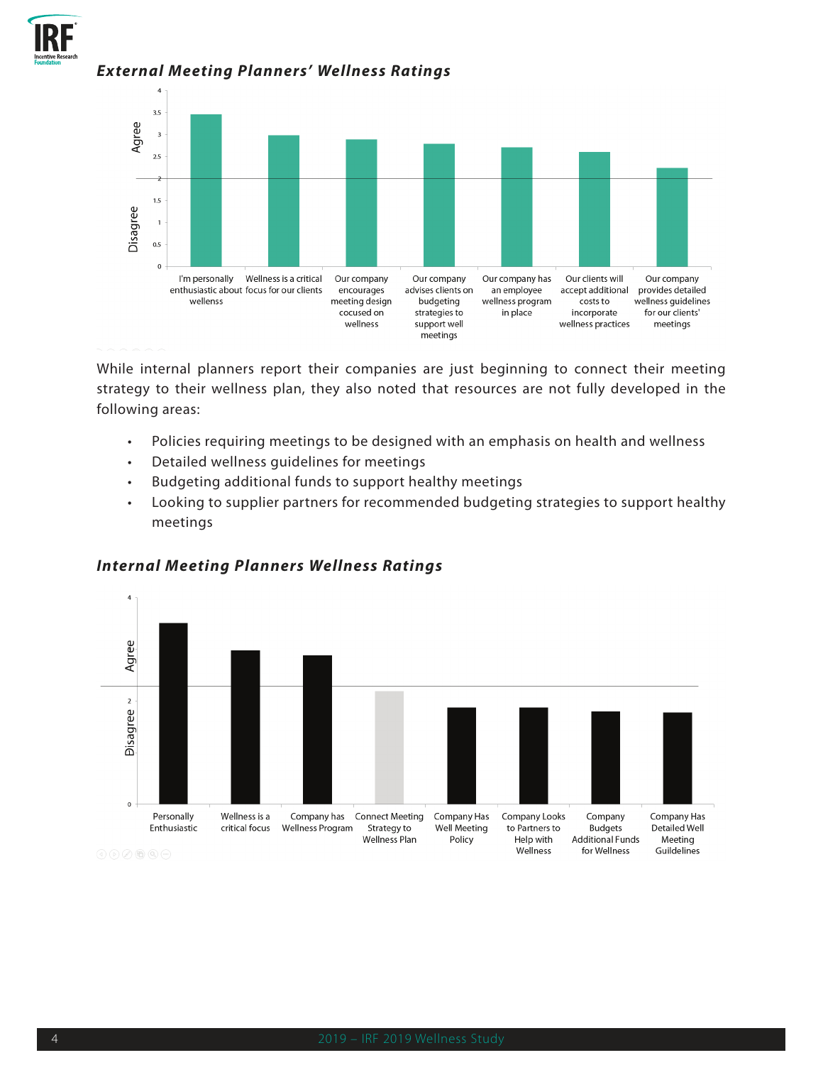### *External Meeting Planners' Wellness Ratings*

While internal planners report their companies are just beginning to connect their meeting strategy to their wellness plan, they also noted that resources are not fully developed in the following areas:

- Policies requiring meetings to be designed with an emphasis on health and wellness
- Detailed wellness guidelines for meetings
- Budgeting additional funds to support healthy meetings
- Looking to supplier partners for recommended budgeting strategies to support healthy meetings

### *Internal Meeting Planners Wellness Ratings*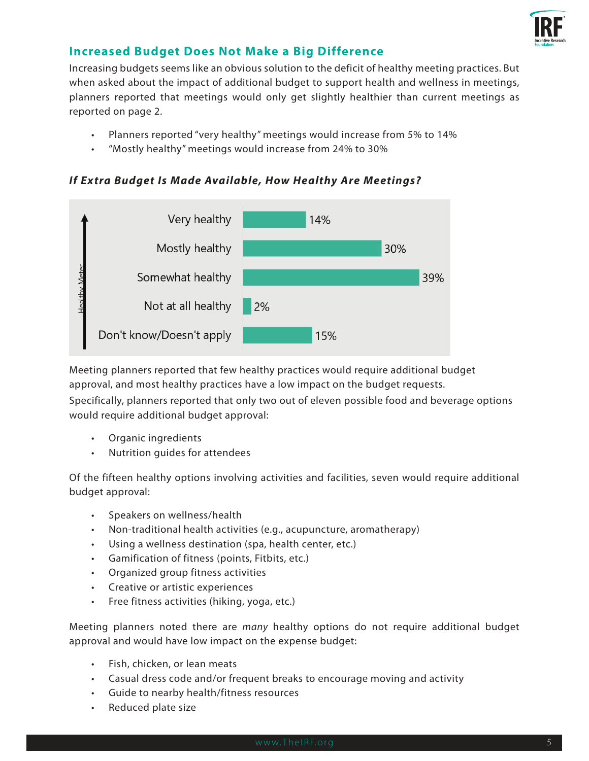## Increased Budget Does Not Make a Big Difference

Increasing budgets seems like an obvious solution to the deficit of healthy meeting practices. But when asked about the impact of additional budget to support health and wellness in meetings, planners reported that meetings would only get slightly healthier than current meetings as reported on page 2.

- Planners reported "very healthy" meetings would increase from 5% to 14%
- "Mostly healthy" meetings would increase from 24% to 30%

### *If Extra Budget Is Made Available, How Healthy Are Meetings?*

| Healthy Meter | % |
|---|---|
| Very healthy | 14% |
| Mostly healthy | 30% |
| Somewhat healthy | 39% |
| Not at all healthy | 2% |
| Don't know/Doesn't apply | 15% |

Meeting planners reported that few healthy practices would require additional budget approval, and most healthy practices have a low impact on the budget requests.

Specifically, planners reported that only two out of eleven possible food and beverage options would require additional budget approval:

- Organic ingredients
- Nutrition guides for attendees

Of the fifteen healthy options involving activities and facilities, seven would require additional budget approval:

- Speakers on wellness/health
- Non-traditional health activities (e.g., acupuncture, aromatherapy)
- Using a wellness destination (spa, health center, etc.)
- Gamification of fitness (points, Fitbits, etc.)
- Organized group fitness activities
- Creative or artistic experiences
- Free fitness activities (hiking, yoga, etc.)

Meeting planners noted there are *many* healthy options do not require additional budget approval and would have low impact on the expense budget:

- Fish, chicken, or lean meats
- Casual dress code and/or frequent breaks to encourage moving and activity
- Guide to nearby health/fitness resources
- Reduced plate size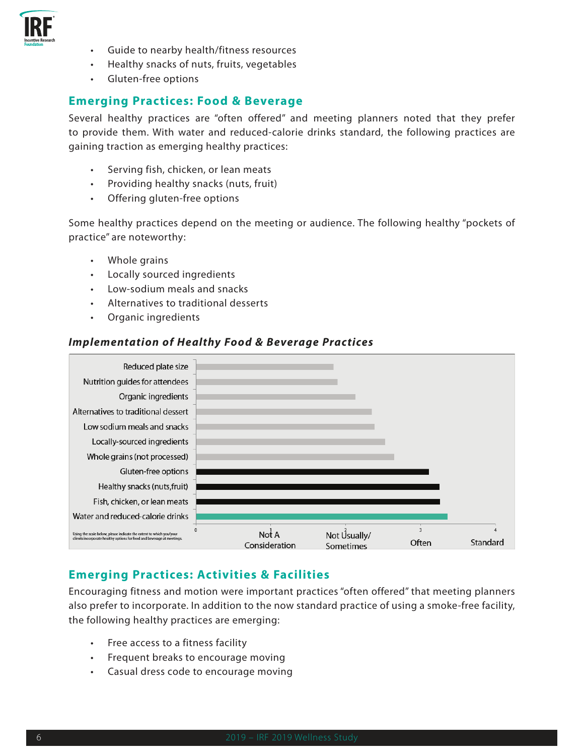- Guide to nearby health/fitness resources
- Healthy snacks of nuts, fruits, vegetables
- Gluten-free options

## Emerging Practices: Food & Beverage

Several healthy practices are "often offered" and meeting planners noted that they prefer to provide them. With water and reduced-calorie drinks standard, the following practices are gaining traction as emerging healthy practices:

- Serving fish, chicken, or lean meats
- Providing healthy snacks (nuts, fruit)
- Offering gluten-free options

Some healthy practices depend on the meeting or audience. The following healthy "pockets of practice" are noteworthy:

- Whole grains
- Locally sourced ingredients
- Low-sodium meals and snacks
- Alternatives to traditional desserts
- Organic ingredients

### *Implementation of Healthy Food & Beverage Practices*

| Practice |
| --- |
| Reduced plate size |
| Nutrition guides for attendees |
| Organic ingredients |
| Alternatives to traditional dessert |
| Low sodium meals and snacks |
| Locally-sourced ingredients |
| Whole grains (not processed) |
| Gluten-free options |
| Healthy snacks (nuts,fruit) |
| Fish, chicken, or lean meats |
| Water and reduced-calorie drinks |

Using the scale below, please indicate the extent to which you/your clients incorporate healthy options for food and beverage at meetings.

Scale: 0; 1 – Not A Consideration; 2 – Not Usually/ Sometimes; 3 – Often; 4 – Standard

## Emerging Practices: Activities & Facilities

Encouraging fitness and motion were important practices "often offered" that meeting planners also prefer to incorporate. In addition to the now standard practice of using a smoke-free facility, the following healthy practices are emerging:

- Free access to a fitness facility
- Frequent breaks to encourage moving
- Casual dress code to encourage moving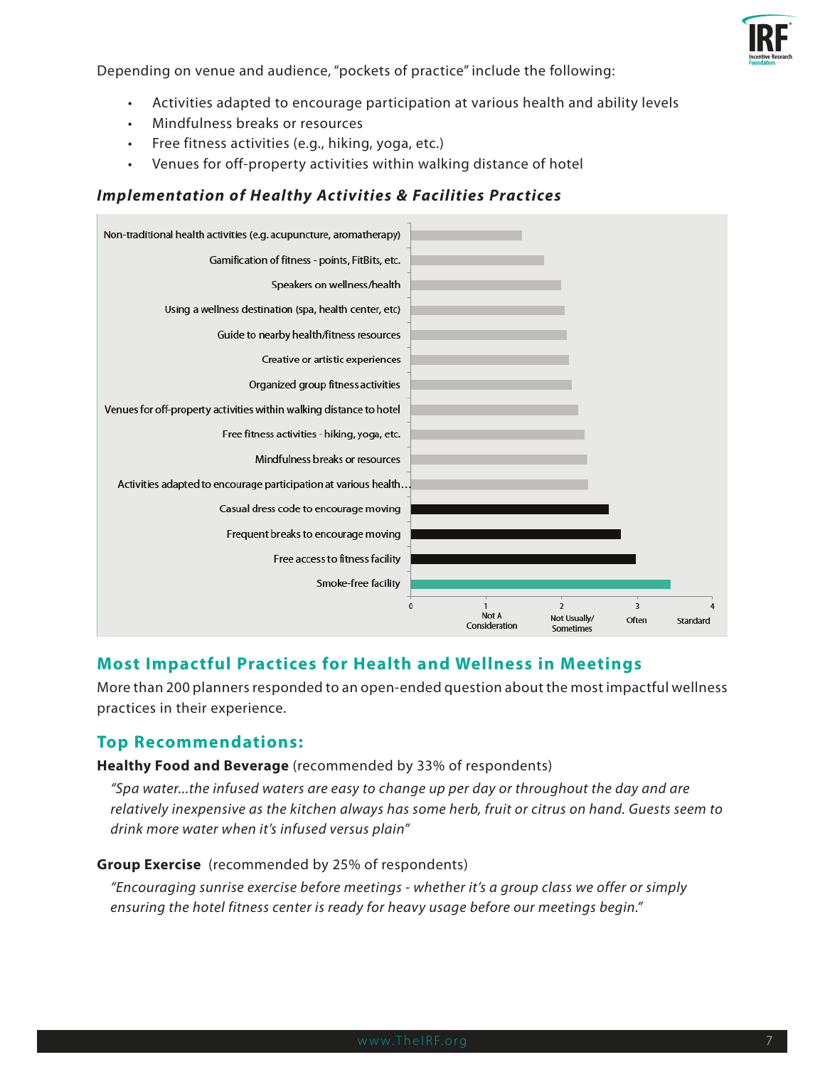Depending on venue and audience, "pockets of practice" include the following:

- Activities adapted to encourage participation at various health and ability levels
- Mindfulness breaks or resources
- Free fitness activities (e.g., hiking, yoga, etc.)
- Venues for off-property activities within walking distance of hotel

***Implementation of Healthy Activities & Facilities Practices***

Non-traditional health activities (e.g. acupuncture, aromatherapy)
Gamification of fitness - points, FitBits, etc.
Speakers on wellness/health
Using a wellness destination (spa, health center, etc)
Guide to nearby health/fitness resources
Creative or artistic experiences
Organized group fitness activities
Venues for off-property activities within walking distance to hotel
Free fitness activities - hiking, yoga, etc.
Mindfulness breaks or resources
Activities adapted to encourage participation at various health…
Casual dress code to encourage moving
Frequent breaks to encourage moving
Free access to fitness facility
Smoke-free facility

0, 1 Not A Consideration, 2 Not Usually/ Sometimes, 3 Often, 4 Standard

## Most Impactful Practices for Health and Wellness in Meetings

More than 200 planners responded to an open-ended question about the most impactful wellness practices in their experience.

### Top Recommendations:

**Healthy Food and Beverage** (recommended by 33% of respondents)

*"Spa water...the infused waters are easy to change up per day or throughout the day and are relatively inexpensive as the kitchen always has some herb, fruit or citrus on hand. Guests seem to drink more water when it's infused versus plain"*

**Group Exercise** (recommended by 25% of respondents)

*"Encouraging sunrise exercise before meetings - whether it's a group class we offer or simply ensuring the hotel fitness center is ready for heavy usage before our meetings begin."*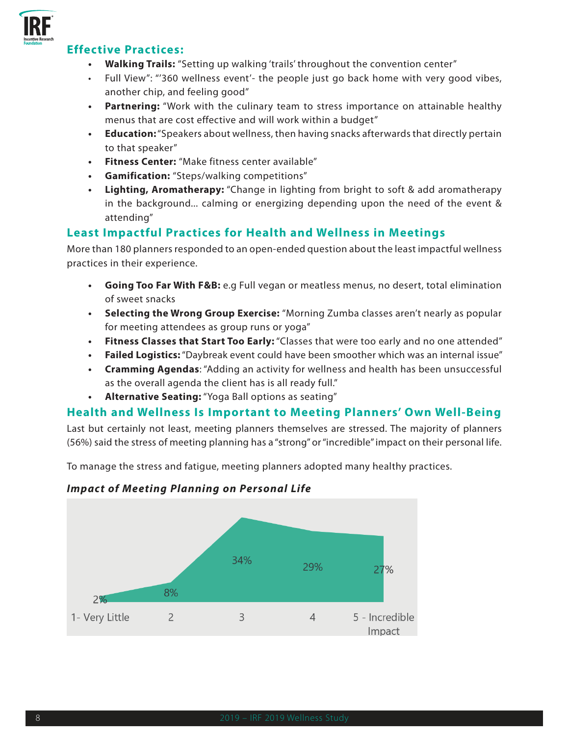## Effective Practices:

- **Walking Trails:** "Setting up walking 'trails' throughout the convention center"
- Full View": "'360 wellness event'- the people just go back home with very good vibes, another chip, and feeling good"
- **Partnering:** "Work with the culinary team to stress importance on attainable healthy menus that are cost effective and will work within a budget"
- **Education:** "Speakers about wellness, then having snacks afterwards that directly pertain to that speaker"
- **Fitness Center:** "Make fitness center available"
- **Gamification:** "Steps/walking competitions"
- **Lighting, Aromatherapy:** "Change in lighting from bright to soft & add aromatherapy in the background... calming or energizing depending upon the need of the event & attending"

## Least Impactful Practices for Health and Wellness in Meetings

More than 180 planners responded to an open-ended question about the least impactful wellness practices in their experience.

- **Going Too Far With F&B:** e.g Full vegan or meatless menus, no desert, total elimination of sweet snacks
- **Selecting the Wrong Group Exercise:** "Morning Zumba classes aren't nearly as popular for meeting attendees as group runs or yoga"
- **Fitness Classes that Start Too Early:** "Classes that were too early and no one attended"
- **Failed Logistics:** "Daybreak event could have been smoother which was an internal issue"
- **Cramming Agendas**: "Adding an activity for wellness and health has been unsuccessful as the overall agenda the client has is all ready full."
- **Alternative Seating:** "Yoga Ball options as seating"

## Health and Wellness Is Important to Meeting Planners' Own Well-Being

Last but certainly not least, meeting planners themselves are stressed. The majority of planners (56%) said the stress of meeting planning has a "strong" or "incredible" impact on their personal life.

To manage the stress and fatigue, meeting planners adopted many healthy practices.

***Impact of Meeting Planning on Personal Life***

| 1- Very Little | 2 | 3 | 4 | 5 - Incredible Impact |
|---|---|---|---|---|
| 2% | 8% | 34% | 29% | 27% |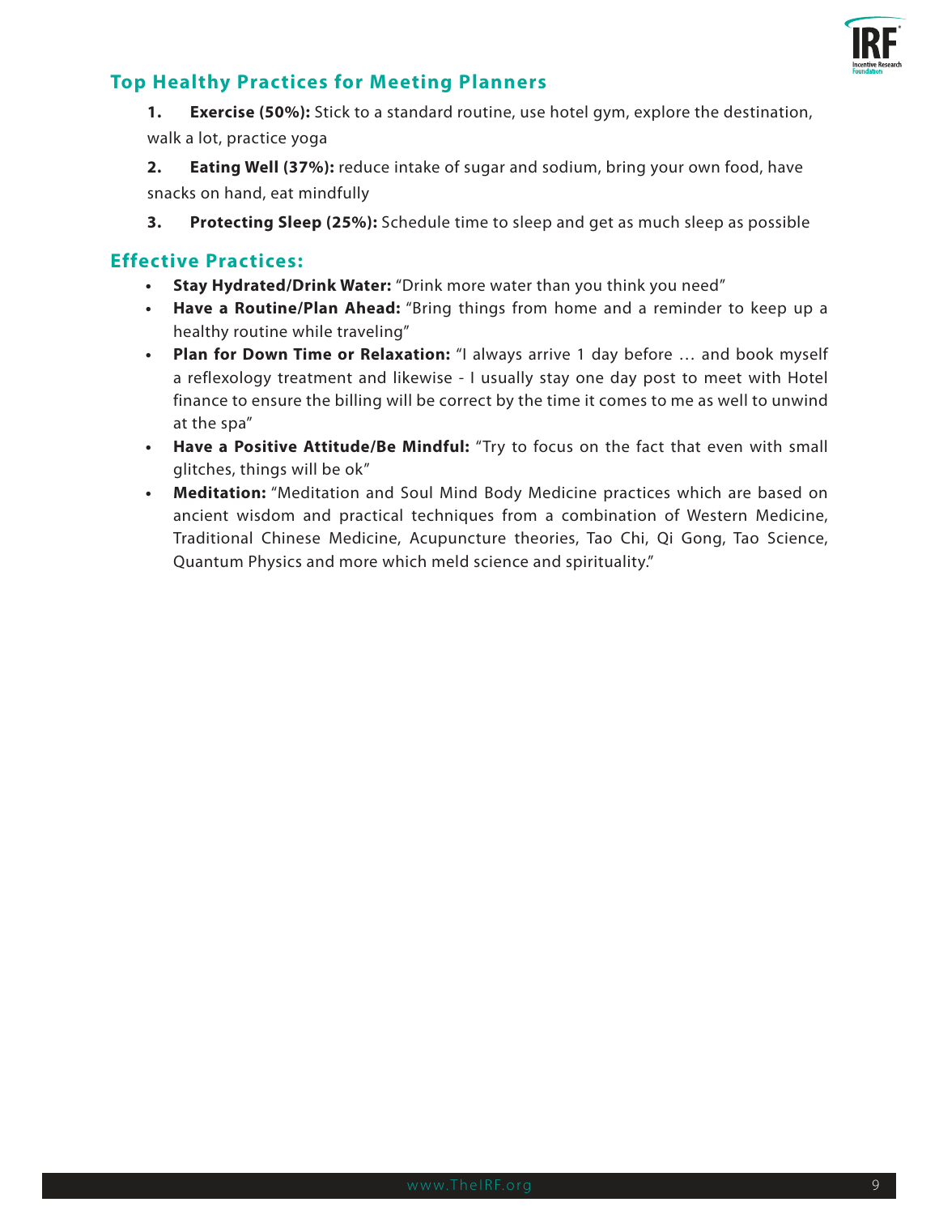## Top Healthy Practices for Meeting Planners

1. **Exercise (50%):** Stick to a standard routine, use hotel gym, explore the destination, walk a lot, practice yoga
2. **Eating Well (37%):** reduce intake of sugar and sodium, bring your own food, have snacks on hand, eat mindfully
3. **Protecting Sleep (25%):** Schedule time to sleep and get as much sleep as possible

## Effective Practices:

- **Stay Hydrated/Drink Water:** "Drink more water than you think you need"
- **Have a Routine/Plan Ahead:** "Bring things from home and a reminder to keep up a healthy routine while traveling"
- **Plan for Down Time or Relaxation:** "I always arrive 1 day before … and book myself a reflexology treatment and likewise - I usually stay one day post to meet with Hotel finance to ensure the billing will be correct by the time it comes to me as well to unwind at the spa"
- **Have a Positive Attitude/Be Mindful:** "Try to focus on the fact that even with small glitches, things will be ok"
- **Meditation:** "Meditation and Soul Mind Body Medicine practices which are based on ancient wisdom and practical techniques from a combination of Western Medicine, Traditional Chinese Medicine, Acupuncture theories, Tao Chi, Qi Gong, Tao Science, Quantum Physics and more which meld science and spirituality."